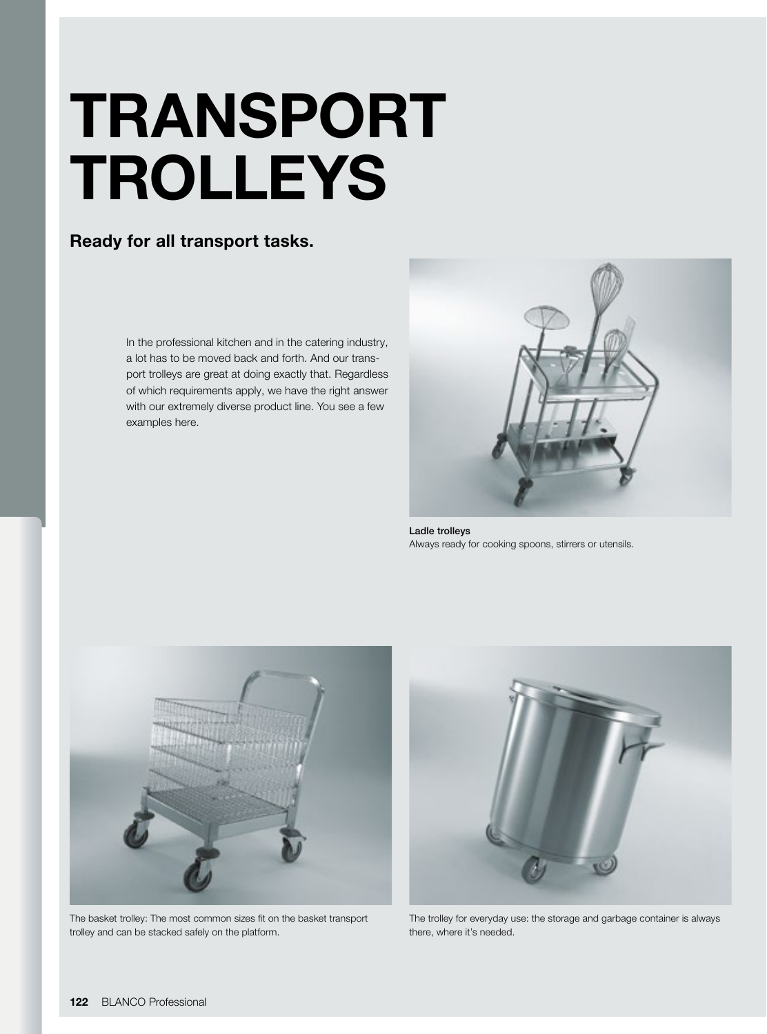# TRANSPORT TROLLEYS

## Ready for all transport tasks.

In the professional kitchen and in the catering industry, a lot has to be moved back and forth. And our transport trolleys are great at doing exactly that. Regardless of which requirements apply, we have the right answer with our extremely diverse product line. You see a few examples here.

**Ladle trolleys**
Always ready for cooking spoons, stirrers or utensils.

The basket trolley: The most common sizes fit on the basket transport trolley and can be stacked safely on the platform.

The trolley for everyday use: the storage and garbage container is always there, where it's needed.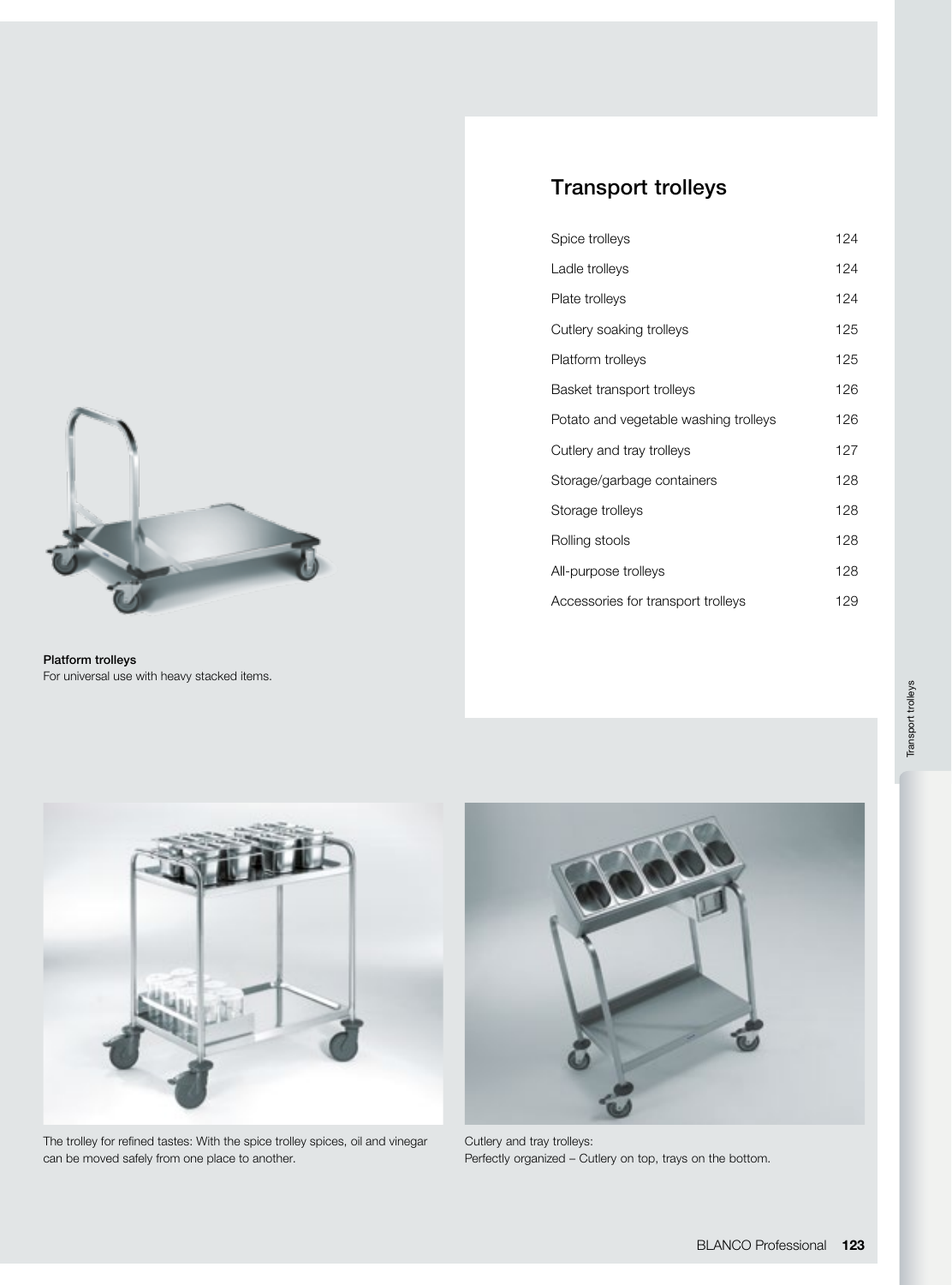## Transport trolleys

| | |
|---|---|
| Spice trolleys | 124 |
| Ladle trolleys | 124 |
| Plate trolleys | 124 |
| Cutlery soaking trolleys | 125 |
| Platform trolleys | 125 |
| Basket transport trolleys | 126 |
| Potato and vegetable washing trolleys | 126 |
| Cutlery and tray trolleys | 127 |
| Storage/garbage containers | 128 |
| Storage trolleys | 128 |
| Rolling stools | 128 |
| All-purpose trolleys | 128 |
| Accessories for transport trolleys | 129 |

**Platform trolleys**
For universal use with heavy stacked items.

The trolley for refined tastes: With the spice trolley spices, oil and vinegar can be moved safely from one place to another.

Cutlery and tray trolleys:
Perfectly organized – Cutlery on top, trays on the bottom.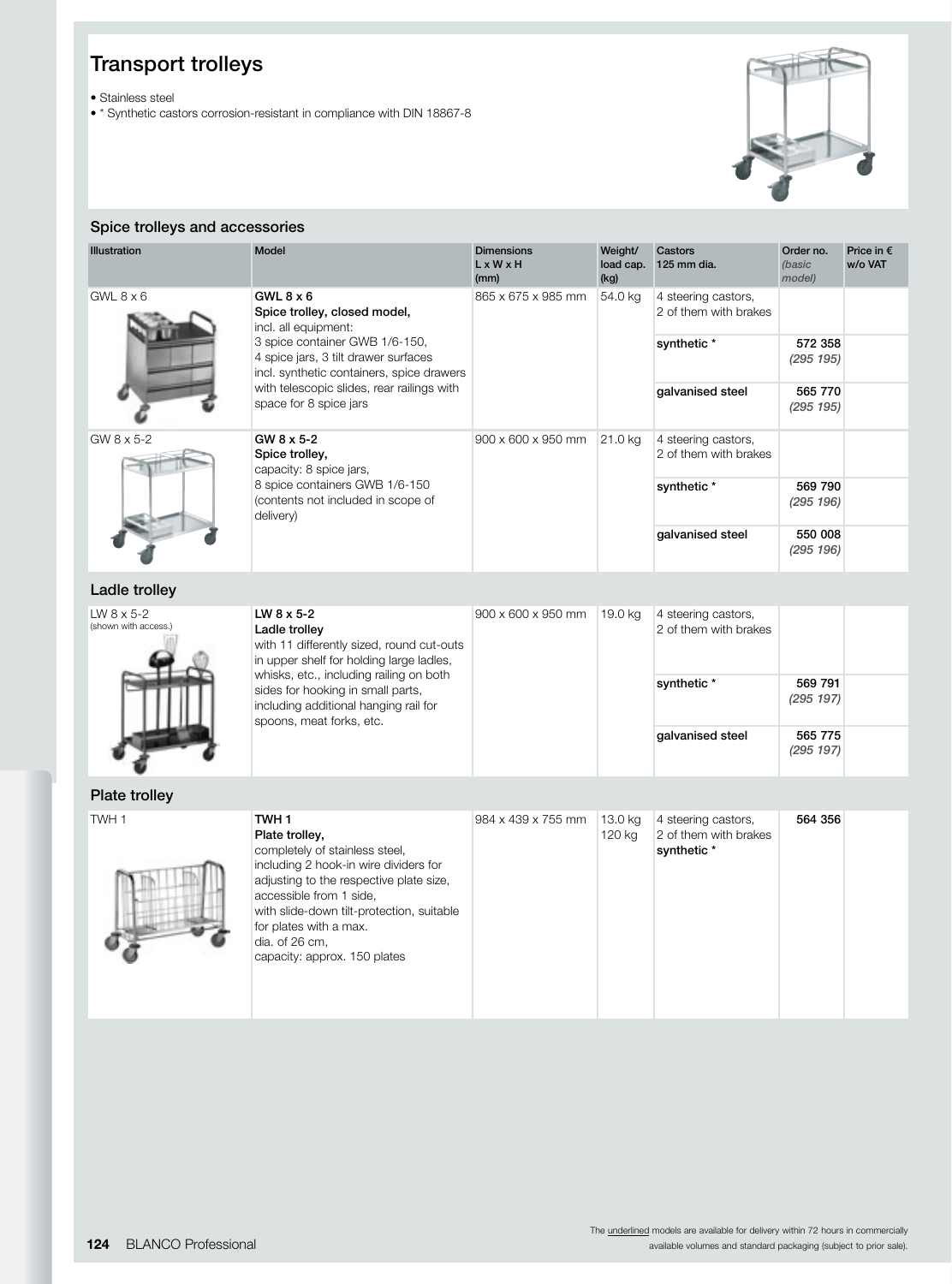# Transport trolleys

- Stainless steel
- * Synthetic castors corrosion-resistant in compliance with DIN 18867-8

## Spice trolleys and accessories

| Illustration | Model | Dimensions L x W x H (mm) | Weight/ load cap. (kg) | Castors 125 mm dia. | Order no. *(basic model)* | Price in € w/o VAT |
|---|---|---|---|---|---|---|
| GWL 8 x 6 | **GWL 8 x 6** **Spice trolley, closed model,** incl. all equipment: 3 spice container GWB 1/6-150, 4 spice jars, 3 tilt drawer surfaces incl. synthetic containers, spice drawers with telescopic slides, rear railings with space for 8 spice jars | 865 x 675 x 985 mm | 54.0 kg | 4 steering castors, 2 of them with brakes | | |
| | | | | **synthetic *** | **572 358** *(295 195)* | |
| | | | | **galvanised steel** | **565 770** *(295 195)* | |
| GW 8 x 5-2 | **GW 8 x 5-2** **Spice trolley,** capacity: 8 spice jars, 8 spice containers GWB 1/6-150 (contents not included in scope of delivery) | 900 x 600 x 950 mm | 21.0 kg | 4 steering castors, 2 of them with brakes | | |
| | | | | **synthetic *** | **569 790** *(295 196)* | |
| | | | | **galvanised steel** | **550 008** *(295 196)* | |

## Ladle trolley

| Illustration | Model | Dimensions L x W x H (mm) | Weight/ load cap. (kg) | Castors 125 mm dia. | Order no. *(basic model)* | Price in € w/o VAT |
|---|---|---|---|---|---|---|
| LW 8 x 5-2 (shown with access.) | **LW 8 x 5-2** **Ladle trolley** with 11 differently sized, round cut-outs in upper shelf for holding large ladles, whisks, etc., including railing on both sides for hooking in small parts, including additional hanging rail for spoons, meat forks, etc. | 900 x 600 x 950 mm | 19.0 kg | 4 steering castors, 2 of them with brakes | | |
| | | | | **synthetic *** | **569 791** *(295 197)* | |
| | | | | **galvanised steel** | **565 775** *(295 197)* | |

## Plate trolley

| Illustration | Model | Dimensions L x W x H (mm) | Weight/ load cap. (kg) | Castors 125 mm dia. | Order no. *(basic model)* | Price in € w/o VAT |
|---|---|---|---|---|---|---|
| TWH 1 | **TWH 1** **Plate trolley,** completely of stainless steel, including 2 hook-in wire dividers for adjusting to the respective plate size, accessible from 1 side, with slide-down tilt-protection, suitable for plates with a max. dia. of 26 cm, capacity: approx. 150 plates | 984 x 439 x 755 mm | 13.0 kg 120 kg | 4 steering castors, 2 of them with brakes **synthetic *** | **564 356** | |

The underlined models are available for delivery within 72 hours in commercially available volumes and standard packaging (subject to prior sale).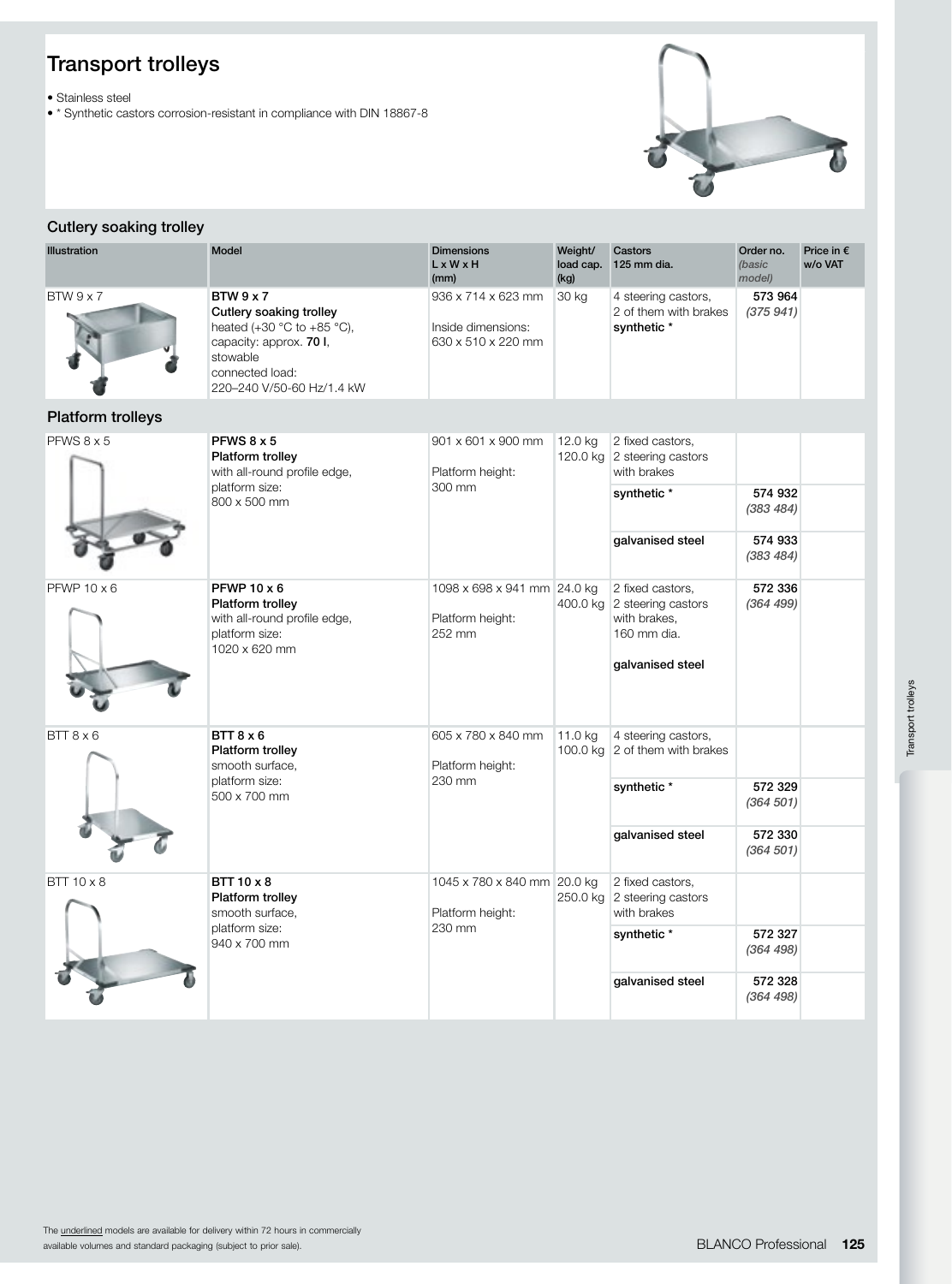# Transport trolleys

- Stainless steel
- * Synthetic castors corrosion-resistant in compliance with DIN 18867-8

## Cutlery soaking trolley

| Illustration | Model | Dimensions L x W x H (mm) | Weight/ load cap. (kg) | Castors 125 mm dia. | Order no. *(basic model)* | Price in € w/o VAT |
|---|---|---|---|---|---|---|
| BTW 9 x 7 | **BTW 9 x 7** **Cutlery soaking trolley** heated (+30 °C to +85 °C), capacity: approx. **70 l**, stowable connected load: 220–240 V/50-60 Hz/1.4 kW | 936 x 714 x 623 mm Inside dimensions: 630 x 510 x 220 mm | 30 kg | 4 steering castors, 2 of them with brakes **synthetic** * | **573 964** *(375 941)* | |

## Platform trolleys

| Illustration | Model | Dimensions L x W x H (mm) | Weight/ load cap. (kg) | Castors 125 mm dia. | Order no. *(basic model)* | Price in € w/o VAT |
|---|---|---|---|---|---|---|
| PFWS 8 x 5 | **PFWS 8 x 5** **Platform trolley** with all-round profile edge, platform size: 800 x 500 mm | 901 x 601 x 900 mm Platform height: 300 mm | 12.0 kg 120.0 kg | 2 fixed castors, 2 steering castors with brakes | | |
| | | | | **synthetic** * | **574 932** *(383 484)* | |
| | | | | **galvanised steel** | **574 933** *(383 484)* | |
| PFWP 10 x 6 | **PFWP 10 x 6** **Platform trolley** with all-round profile edge, platform size: 1020 x 620 mm | 1098 x 698 x 941 mm Platform height: 252 mm | 24.0 kg 400.0 kg | 2 fixed castors, 2 steering castors with brakes, 160 mm dia. **galvanised steel** | **572 336** *(364 499)* | |
| BTT 8 x 6 | **BTT 8 x 6** **Platform trolley** smooth surface, platform size: 500 x 700 mm | 605 x 780 x 840 mm Platform height: 230 mm | 11.0 kg 100.0 kg | 4 steering castors, 2 of them with brakes | | |
| | | | | **synthetic** * | **572 329** *(364 501)* | |
| | | | | **galvanised steel** | **572 330** *(364 501)* | |
| BTT 10 x 8 | **BTT 10 x 8** **Platform trolley** smooth surface, platform size: 940 x 700 mm | 1045 x 780 x 840 mm Platform height: 230 mm | 20.0 kg 250.0 kg | 2 fixed castors, 2 steering castors with brakes | | |
| | | | | **synthetic** * | **572 327** *(364 498)* | |
| | | | | **galvanised steel** | **572 328** *(364 498)* | |

The underlined models are available for delivery within 72 hours in commercially available volumes and standard packaging (subject to prior sale).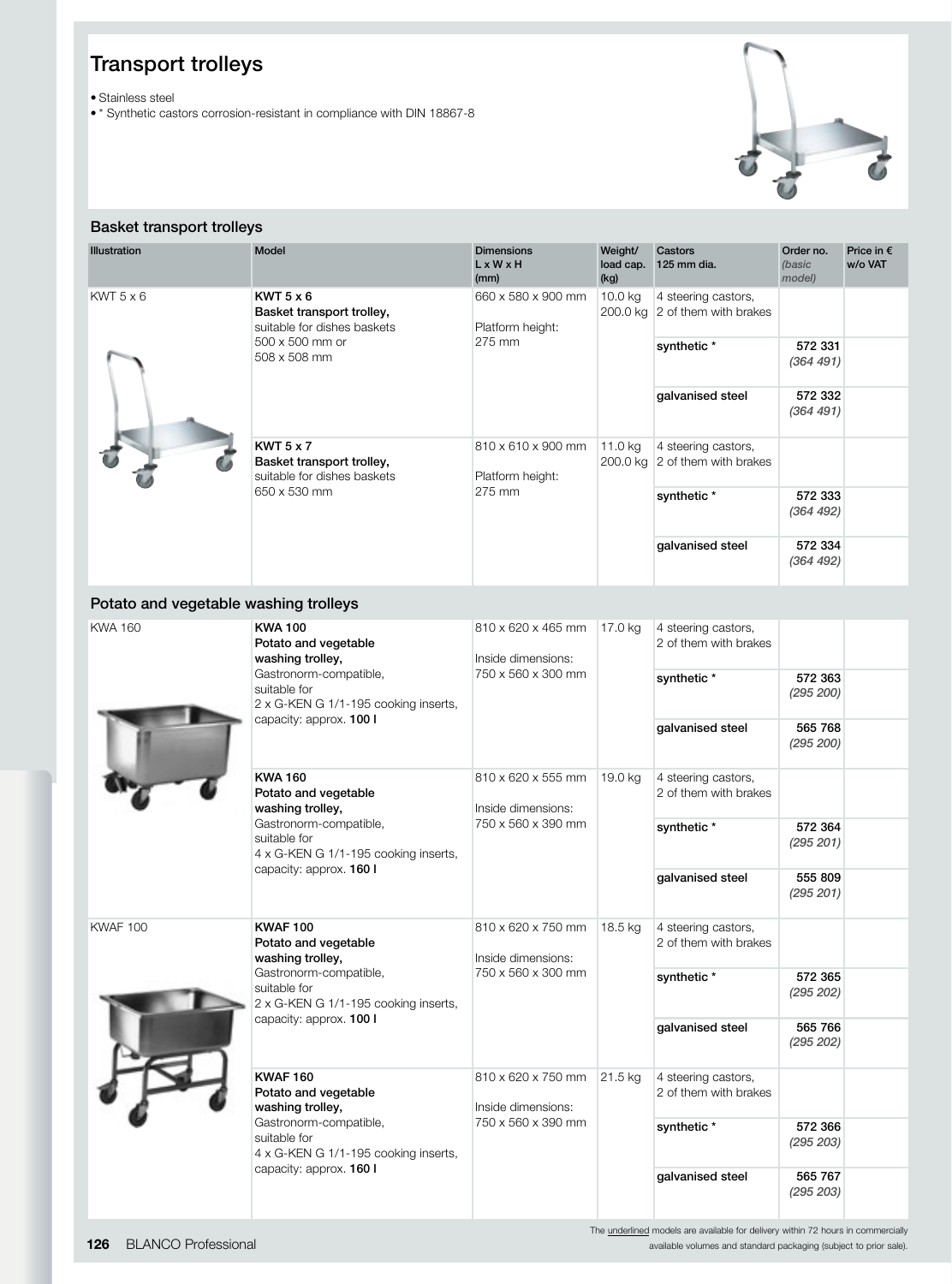# Transport trolleys

- Stainless steel
- * Synthetic castors corrosion-resistant in compliance with DIN 18867-8

## Basket transport trolleys

| Illustration | Model | Dimensions L x W x H (mm) | Weight/ load cap. (kg) | Castors 125 mm dia. | Order no. *(basic model)* | Price in € w/o VAT |
|---|---|---|---|---|---|---|
| KWT 5 x 6 | **KWT 5 x 6** **Basket transport trolley,** suitable for dishes baskets 500 x 500 mm or 508 x 508 mm | 660 x 580 x 900 mm<br>Platform height: 275 mm | 10.0 kg<br>200.0 kg | 4 steering castors, 2 of them with brakes | | |
| | | | | **synthetic *** | **572 331** *(364 491)* | |
| | | | | **galvanised steel** | **572 332** *(364 491)* | |
| | **KWT 5 x 7** **Basket transport trolley,** suitable for dishes baskets 650 x 530 mm | 810 x 610 x 900 mm<br>Platform height: 275 mm | 11.0 kg<br>200.0 kg | 4 steering castors, 2 of them with brakes | | |
| | | | | **synthetic *** | **572 333** *(364 492)* | |
| | | | | **galvanised steel** | **572 334** *(364 492)* | |

## Potato and vegetable washing trolleys

| Illustration | Model | Dimensions L x W x H (mm) | Weight/ load cap. (kg) | Castors 125 mm dia. | Order no. *(basic model)* | Price in € w/o VAT |
|---|---|---|---|---|---|---|
| KWA 160 | **KWA 100** **Potato and vegetable washing trolley,** Gastronorm-compatible, suitable for 2 x G-KEN G 1/1-195 cooking inserts, capacity: approx. **100 l** | 810 x 620 x 465 mm<br>Inside dimensions: 750 x 560 x 300 mm | 17.0 kg | 4 steering castors, 2 of them with brakes | | |
| | | | | **synthetic *** | **572 363** *(295 200)* | |
| | | | | **galvanised steel** | **565 768** *(295 200)* | |
| | **KWA 160** **Potato and vegetable washing trolley,** Gastronorm-compatible, suitable for 4 x G-KEN G 1/1-195 cooking inserts, capacity: approx. **160 l** | 810 x 620 x 555 mm<br>Inside dimensions: 750 x 560 x 390 mm | 19.0 kg | 4 steering castors, 2 of them with brakes | | |
| | | | | **synthetic *** | **572 364** *(295 201)* | |
| | | | | **galvanised steel** | **555 809** *(295 201)* | |
| KWAF 100 | **KWAF 100** **Potato and vegetable washing trolley,** Gastronorm-compatible, suitable for 2 x G-KEN G 1/1-195 cooking inserts, capacity: approx. **100 l** | 810 x 620 x 750 mm<br>Inside dimensions: 750 x 560 x 300 mm | 18.5 kg | 4 steering castors, 2 of them with brakes | | |
| | | | | **synthetic *** | **572 365** *(295 202)* | |
| | | | | **galvanised steel** | **565 766** *(295 202)* | |
| | **KWAF 160** **Potato and vegetable washing trolley,** Gastronorm-compatible, suitable for 4 x G-KEN G 1/1-195 cooking inserts, capacity: approx. **160 l** | 810 x 620 x 750 mm<br>Inside dimensions: 750 x 560 x 390 mm | 21.5 kg | 4 steering castors, 2 of them with brakes | | |
| | | | | **synthetic *** | **572 366** *(295 203)* | |
| | | | | **galvanised steel** | **565 767** *(295 203)* | |

The underlined models are available for delivery within 72 hours in commercially available volumes and standard packaging (subject to prior sale).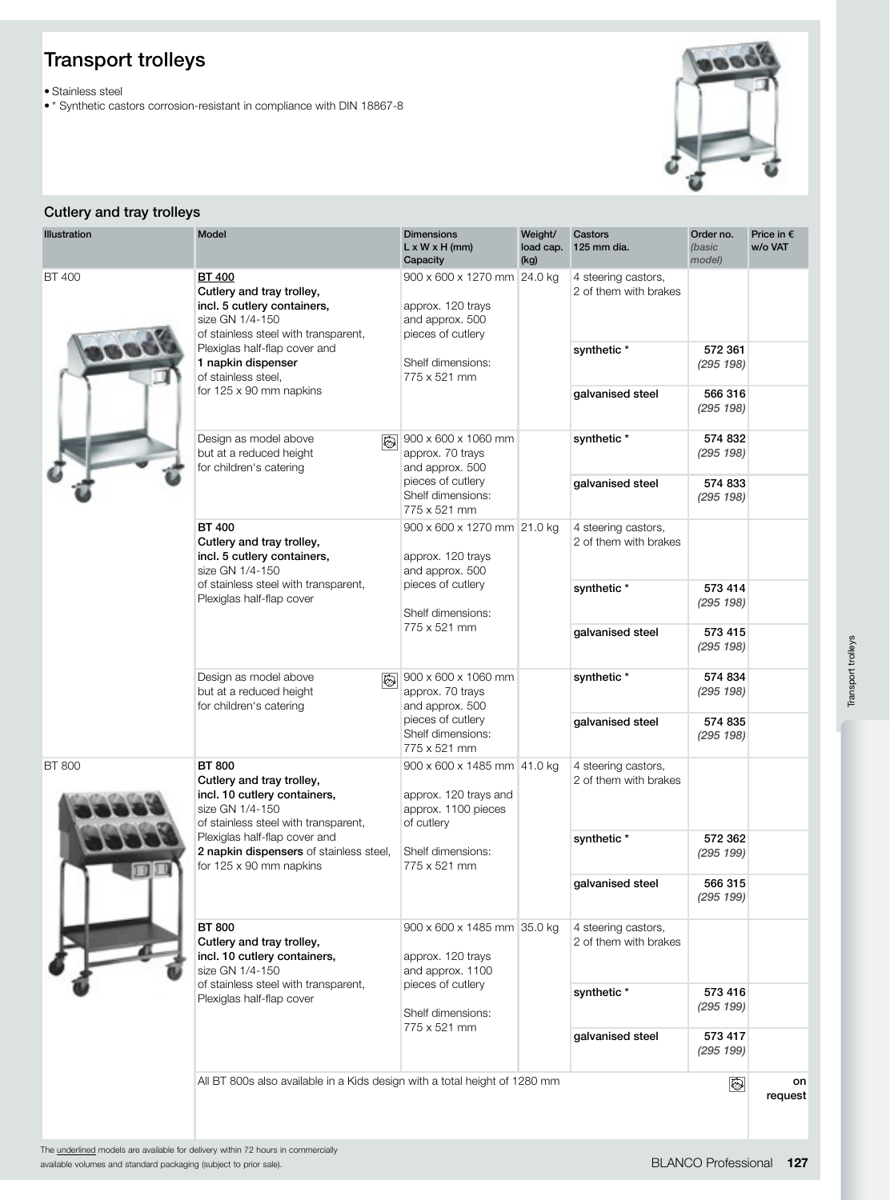# Transport trolleys

- Stainless steel
- * Synthetic castors corrosion-resistant in compliance with DIN 18867-8

## Cutlery and tray trolleys

| Illustration | Model | Dimensions L x W x H (mm) Capacity | Weight/ load cap. (kg) | Castors 125 mm dia. | Order no. *(basic model)* | Price in € w/o VAT |
|---|---|---|---|---|---|---|
| BT 400 | <u>**BT 400**</u> **Cutlery and tray trolley, incl. 5 cutlery containers,** size GN 1/4-150 of stainless steel with transparent, Plexiglas half-flap cover and **1 napkin dispenser** of stainless steel, for 125 x 90 mm napkins | 900 x 600 x 1270 mm approx. 120 trays and approx. 500 pieces of cutlery Shelf dimensions: 775 x 521 mm | 24.0 kg | 4 steering castors, 2 of them with brakes | | |
| | | | | **synthetic** * | **572 361** *(295 198)* | |
| | | | | **galvanised steel** | **566 316** *(295 198)* | |
| | Design as model above but at a reduced height for children's catering | 900 x 600 x 1060 mm approx. 70 trays and approx. 500 pieces of cutlery Shelf dimensions: 775 x 521 mm | | **synthetic** * | **574 832** *(295 198)* | |
| | | | | **galvanised steel** | **574 833** *(295 198)* | |
| | **BT 400** **Cutlery and tray trolley, incl. 5 cutlery containers,** size GN 1/4-150 of stainless steel with transparent, Plexiglas half-flap cover | 900 x 600 x 1270 mm approx. 120 trays and approx. 500 pieces of cutlery Shelf dimensions: 775 x 521 mm | 21.0 kg | 4 steering castors, 2 of them with brakes | | |
| | | | | **synthetic** * | **573 414** *(295 198)* | |
| | | | | **galvanised steel** | **573 415** *(295 198)* | |
| | Design as model above but at a reduced height for children's catering | 900 x 600 x 1060 mm approx. 70 trays and approx. 500 pieces of cutlery Shelf dimensions: 775 x 521 mm | | **synthetic** * | **574 834** *(295 198)* | |
| | | | | **galvanised steel** | **574 835** *(295 198)* | |
| BT 800 | **BT 800** **Cutlery and tray trolley, incl. 10 cutlery containers,** size GN 1/4-150 of stainless steel with transparent, Plexiglas half-flap cover and **2 napkin dispensers** of stainless steel, for 125 x 90 mm napkins | 900 x 600 x 1485 mm approx. 120 trays and approx. 1100 pieces of cutlery Shelf dimensions: 775 x 521 mm | 41.0 kg | 4 steering castors, 2 of them with brakes | | |
| | | | | **synthetic** * | **572 362** *(295 199)* | |
| | | | | **galvanised steel** | **566 315** *(295 199)* | |
| | **BT 800** **Cutlery and tray trolley, incl. 10 cutlery containers,** size GN 1/4-150 of stainless steel with transparent, Plexiglas half-flap cover | 900 x 600 x 1485 mm approx. 120 trays and approx. 1100 pieces of cutlery Shelf dimensions: 775 x 521 mm | 35.0 kg | 4 steering castors, 2 of them with brakes | | |
| | | | | **synthetic** * | **573 416** *(295 199)* | |
| | | | | **galvanised steel** | **573 417** *(295 199)* | |
| | All BT 800s also available in a Kids design with a total height of 1280 mm | | | | | on request |

The <u>underlined</u> models are available for delivery within 72 hours in commercially available volumes and standard packaging (subject to prior sale).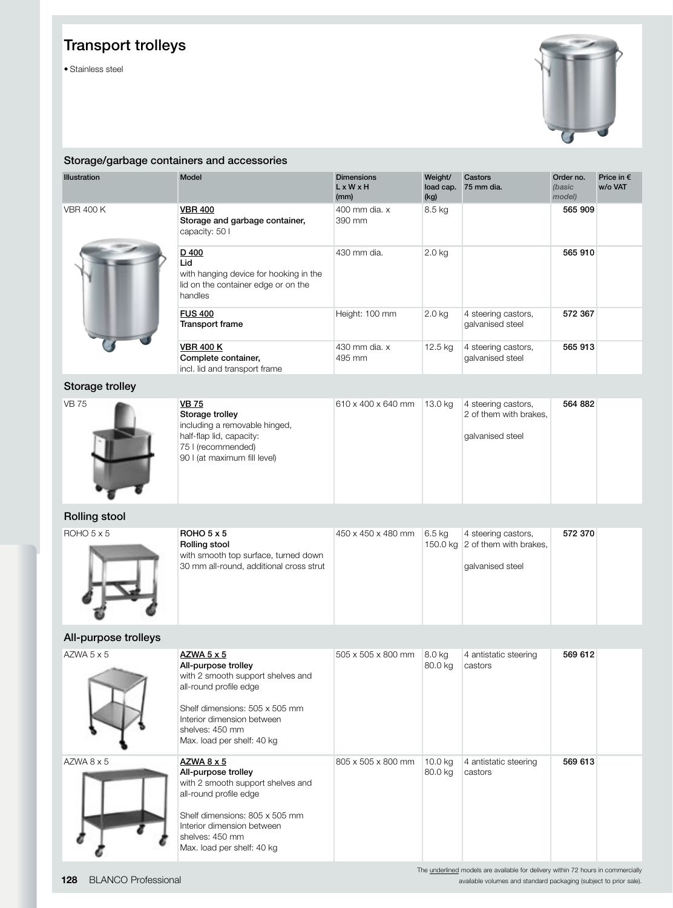# Transport trolleys

- Stainless steel

## Storage/garbage containers and accessories

| Illustration | Model | Dimensions L x W x H (mm) | Weight/ load cap. (kg) | Castors 75 mm dia. | Order no. *(basic model)* | Price in € w/o VAT |
|---|---|---|---|---|---|---|
| VBR 400 K | <u>VBR 400</u> **Storage and garbage container,** capacity: 50 l | 400 mm dia. x 390 mm | 8.5 kg | | **565 909** | |
| | <u>D 400</u> **Lid** with hanging device for hooking in the lid on the container edge or on the handles | 430 mm dia. | 2.0 kg | | **565 910** | |
| | <u>FUS 400</u> **Transport frame** | Height: 100 mm | 2.0 kg | 4 steering castors, galvanised steel | **572 367** | |
| | <u>VBR 400 K</u> **Complete container,** incl. lid and transport frame | 430 mm dia. x 495 mm | 12.5 kg | 4 steering castors, galvanised steel | **565 913** | |

## Storage trolley

| Illustration | Model | Dimensions L x W x H (mm) | Weight/ load cap. (kg) | Castors 75 mm dia. | Order no. *(basic model)* | Price in € w/o VAT |
|---|---|---|---|---|---|---|
| VB 75 | <u>VB 75</u> **Storage trolley** including a removable hinged, half-flap lid, capacity: 75 l (recommended) 90 l (at maximum fill level) | 610 x 400 x 640 mm | 13.0 kg | 4 steering castors, 2 of them with brakes, galvanised steel | **564 882** | |

## Rolling stool

| Illustration | Model | Dimensions L x W x H (mm) | Weight/ load cap. (kg) | Castors 75 mm dia. | Order no. *(basic model)* | Price in € w/o VAT |
|---|---|---|---|---|---|---|
| ROHO 5 x 5 | **ROHO 5 x 5** **Rolling stool** with smooth top surface, turned down 30 mm all-round, additional cross strut | 450 x 450 x 480 mm | 6.5 kg 150.0 kg | 4 steering castors, 2 of them with brakes, galvanised steel | **572 370** | |

## All-purpose trolleys

| Illustration | Model | Dimensions L x W x H (mm) | Weight/ load cap. (kg) | Castors 75 mm dia. | Order no. *(basic model)* | Price in € w/o VAT |
|---|---|---|---|---|---|---|
| AZWA 5 x 5 | <u>AZWA 5 x 5</u> **All-purpose trolley** with 2 smooth support shelves and all-round profile edge<br><br>Shelf dimensions: 505 x 505 mm Interior dimension between shelves: 450 mm Max. load per shelf: 40 kg | 505 x 505 x 800 mm | 8.0 kg 80.0 kg | 4 antistatic steering castors | **569 612** | |
| AZWA 8 x 5 | <u>AZWA 8 x 5</u> **All-purpose trolley** with 2 smooth support shelves and all-round profile edge<br><br>Shelf dimensions: 805 x 505 mm Interior dimension between shelves: 450 mm Max. load per shelf: 40 kg | 805 x 505 x 800 mm | 10.0 kg 80.0 kg | 4 antistatic steering castors | **569 613** | |

The <u>underlined</u> models are available for delivery within 72 hours in commercially available volumes and standard packaging (subject to prior sale).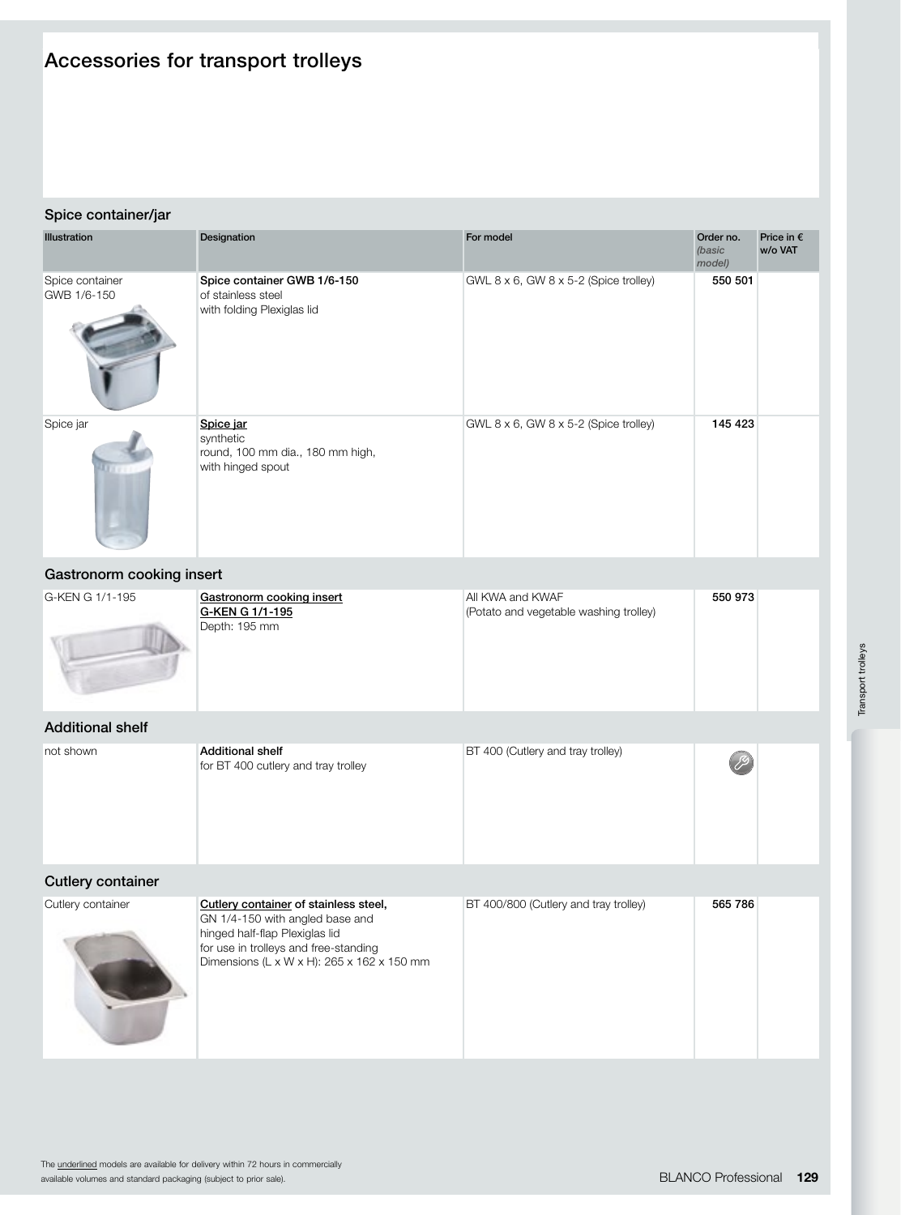# Accessories for transport trolleys

## Spice container/jar

| Illustration | Designation | For model | Order no. *(basic model)* | Price in € w/o VAT |
|---|---|---|---|---|
| Spice container GWB 1/6-150 | **Spice container GWB 1/6-150** of stainless steel with folding Plexiglas lid | GWL 8 x 6, GW 8 x 5-2 (Spice trolley) | **550 501** | |
| Spice jar | **Spice jar** synthetic round, 100 mm dia., 180 mm high, with hinged spout | GWL 8 x 6, GW 8 x 5-2 (Spice trolley) | **145 423** | |

## Gastronorm cooking insert

| Illustration | Designation | For model | Order no. *(basic model)* | Price in € w/o VAT |
|---|---|---|---|---|
| G-KEN G 1/1-195 | **Gastronorm cooking insert G-KEN G 1/1-195** Depth: 195 mm | All KWA and KWAF (Potato and vegetable washing trolley) | **550 973** | |

## Additional shelf

| Illustration | Designation | For model | Order no. *(basic model)* | Price in € w/o VAT |
|---|---|---|---|---|
| not shown | **Additional shelf** for BT 400 cutlery and tray trolley | BT 400 (Cutlery and tray trolley) | | |

## Cutlery container

| Illustration | Designation | For model | Order no. *(basic model)* | Price in € w/o VAT |
|---|---|---|---|---|
| Cutlery container | **Cutlery container of stainless steel,** GN 1/4-150 with angled base and hinged half-flap Plexiglas lid for use in trolleys and free-standing Dimensions (L x W x H): 265 x 162 x 150 mm | BT 400/800 (Cutlery and tray trolley) | **565 786** | |

The underlined models are available for delivery within 72 hours in commercially available volumes and standard packaging (subject to prior sale).